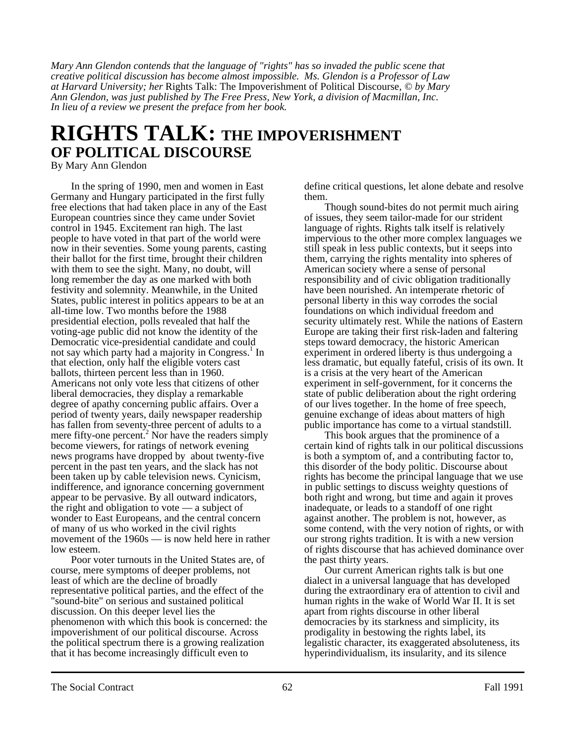*Mary Ann Glendon contends that the language of "rights" has so invaded the public scene that creative political discussion has become almost impossible. Ms. Glendon is a Professor of Law at Harvard University; her* Rights Talk: The Impoverishment of Political Discourse, *© by Mary Ann Glendon, was just published by The Free Press, New York, a division of Macmillan, Inc. In lieu of a review we present the preface from her book.*

# RIGHTS TALK: THE IMPOVERISHMENT OF POLITICAL DISCOURSE

By Mary Ann Glendon

In the spring of 1990, men and women in East Germany and Hungary participated in the first fully free elections that had taken place in any of the East European countries since they came under Soviet control in 1945. Excitement ran high. The last people to have voted in that part of the world were now in their seventies. Some young parents, casting their ballot for the first time, brought their children with them to see the sight. Many, no doubt, will long remember the day as one marked with both festivity and solemnity. Meanwhile, in the United States, public interest in politics appears to be at an all-time low. Two months before the 1988 presidential election, polls revealed that half the voting-age public did not know the identity of the Democratic vice-presidential candidate and could not say which party had a majority in Congress.[1] In that election, only half the eligible voters cast ballots, thirteen percent less than in 1960. Americans not only vote less that citizens of other liberal democracies, they display a remarkable degree of apathy concerning public affairs. Over a period of twenty years, daily newspaper readership has fallen from seventy-three percent of adults to a mere fifty-one percent.[2] Nor have the readers simply become viewers, for ratings of network evening news programs have dropped by about twenty-five percent in the past ten years, and the slack has not been taken up by cable television news. Cynicism, indifference, and ignorance concerning government appear to be pervasive. By all outward indicators, the right and obligation to vote — a subject of wonder to East Europeans, and the central concern of many of us who worked in the civil rights movement of the 1960s — is now held here in rather low esteem.

Poor voter turnouts in the United States are, of course, mere symptoms of deeper problems, not least of which are the decline of broadly representative political parties, and the effect of the "sound-bite" on serious and sustained political discussion. On this deeper level lies the phenomenon with which this book is concerned: the impoverishment of our political discourse. Across the political spectrum there is a growing realization that it has become increasingly difficult even to define critical questions, let alone debate and resolve them.

Though sound-bites do not permit much airing of issues, they seem tailor-made for our strident language of rights. Rights talk itself is relatively impervious to the other more complex languages we still speak in less public contexts, but it seeps into them, carrying the rights mentality into spheres of American society where a sense of personal responsibility and of civic obligation traditionally have been nourished. An intemperate rhetoric of personal liberty in this way corrodes the social foundations on which individual freedom and security ultimately rest. While the nations of Eastern Europe are taking their first risk-laden and faltering steps toward democracy, the historic American experiment in ordered liberty is thus undergoing a less dramatic, but equally fateful, crisis of its own. It is a crisis at the very heart of the American experiment in self-government, for it concerns the state of public deliberation about the right ordering of our lives together. In the home of free speech, genuine exchange of ideas about matters of high public importance has come to a virtual standstill.

This book argues that the prominence of a certain kind of rights talk in our political discussions is both a symptom of, and a contributing factor to, this disorder of the body politic. Discourse about rights has become the principal language that we use in public settings to discuss weighty questions of both right and wrong, but time and again it proves inadequate, or leads to a standoff of one right against another. The problem is not, however, as some contend, with the very notion of rights, or with our strong rights tradition. It is with a new version of rights discourse that has achieved dominance over the past thirty years.

Our current American rights talk is but one dialect in a universal language that has developed during the extraordinary era of attention to civil and human rights in the wake of World War II. It is set apart from rights discourse in other liberal democracies by its starkness and simplicity, its prodigality in bestowing the rights label, its legalistic character, its exaggerated absoluteness, its hyperindividualism, its insularity, and its silence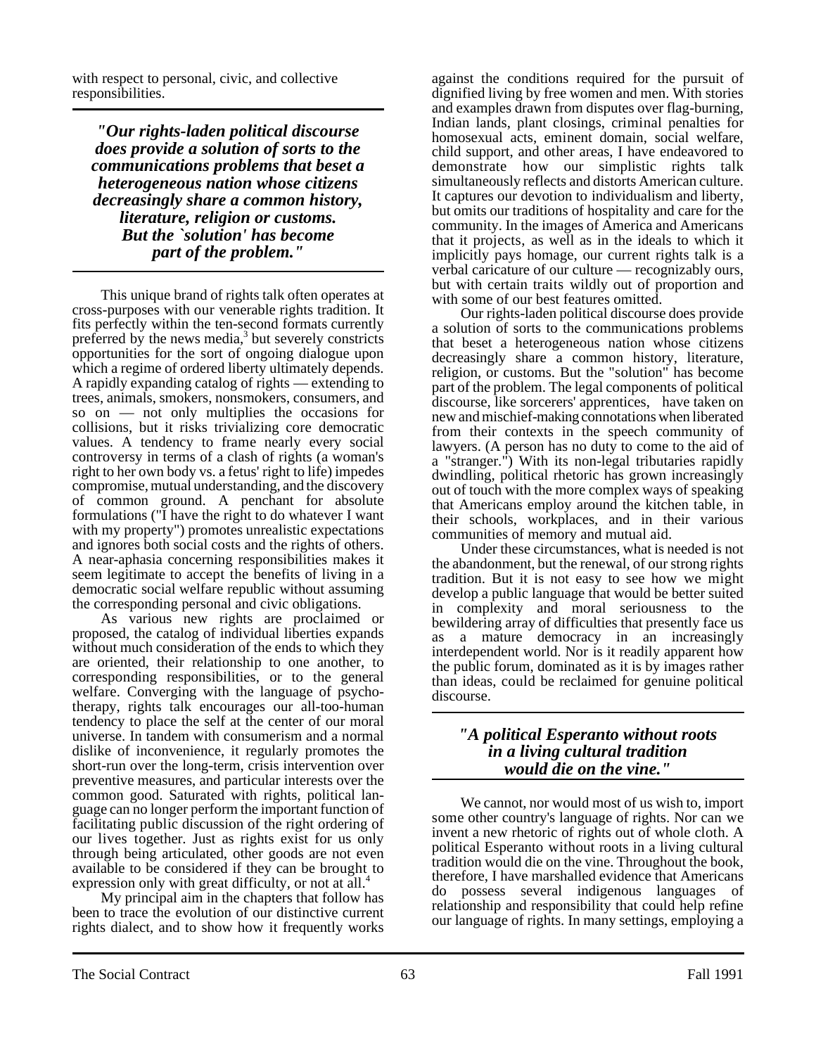with respect to personal, civic, and collective responsibilities.

> ***"Our rights-laden political discourse does provide a solution of sorts to the communications problems that beset a heterogeneous nation whose citizens decreasingly share a common history, literature, religion or customs. But the `solution' has become part of the problem."***

This unique brand of rights talk often operates at cross-purposes with our venerable rights tradition. It fits perfectly within the ten-second formats currently preferred by the news media,[3] but severely constricts opportunities for the sort of ongoing dialogue upon which a regime of ordered liberty ultimately depends. A rapidly expanding catalog of rights — extending to trees, animals, smokers, nonsmokers, consumers, and so on — not only multiplies the occasions for collisions, but it risks trivializing core democratic values. A tendency to frame nearly every social controversy in terms of a clash of rights (a woman's right to her own body vs. a fetus' right to life) impedes compromise, mutual understanding, and the discovery of common ground. A penchant for absolute formulations ("I have the right to do whatever I want with my property") promotes unrealistic expectations and ignores both social costs and the rights of others. A near-aphasia concerning responsibilities makes it seem legitimate to accept the benefits of living in a democratic social welfare republic without assuming the corresponding personal and civic obligations.

As various new rights are proclaimed or proposed, the catalog of individual liberties expands without much consideration of the ends to which they are oriented, their relationship to one another, to corresponding responsibilities, or to the general welfare. Converging with the language of psychotherapy, rights talk encourages our all-too-human tendency to place the self at the center of our moral universe. In tandem with consumerism and a normal dislike of inconvenience, it regularly promotes the short-run over the long-term, crisis intervention over preventive measures, and particular interests over the common good. Saturated with rights, political language can no longer perform the important function of facilitating public discussion of the right ordering of our lives together. Just as rights exist for us only through being articulated, other goods are not even available to be considered if they can be brought to expression only with great difficulty, or not at all.[4]

My principal aim in the chapters that follow has been to trace the evolution of our distinctive current rights dialect, and to show how it frequently works against the conditions required for the pursuit of dignified living by free women and men. With stories and examples drawn from disputes over flag-burning, Indian lands, plant closings, criminal penalties for homosexual acts, eminent domain, social welfare, child support, and other areas, I have endeavored to demonstrate how our simplistic rights talk simultaneously reflects and distorts American culture. It captures our devotion to individualism and liberty, but omits our traditions of hospitality and care for the community. In the images of America and Americans that it projects, as well as in the ideals to which it implicitly pays homage, our current rights talk is a verbal caricature of our culture — recognizably ours, but with certain traits wildly out of proportion and with some of our best features omitted.

Our rights-laden political discourse does provide a solution of sorts to the communications problems that beset a heterogeneous nation whose citizens decreasingly share a common history, literature, religion, or customs. But the "solution" has become part of the problem. The legal components of political discourse, like sorcerers' apprentices, have taken on new and mischief-making connotations when liberated from their contexts in the speech community of lawyers. (A person has no duty to come to the aid of a "stranger.") With its non-legal tributaries rapidly dwindling, political rhetoric has grown increasingly out of touch with the more complex ways of speaking that Americans employ around the kitchen table, in their schools, workplaces, and in their various communities of memory and mutual aid.

Under these circumstances, what is needed is not the abandonment, but the renewal, of our strong rights tradition. But it is not easy to see how we might develop a public language that would be better suited in complexity and moral seriousness to the bewildering array of difficulties that presently face us as a mature democracy in an increasingly interdependent world. Nor is it readily apparent how the public forum, dominated as it is by images rather than ideas, could be reclaimed for genuine political discourse.

> ***"A political Esperanto without roots in a living cultural tradition would die on the vine."***

We cannot, nor would most of us wish to, import some other country's language of rights. Nor can we invent a new rhetoric of rights out of whole cloth. A political Esperanto without roots in a living cultural tradition would die on the vine. Throughout the book, therefore, I have marshalled evidence that Americans do possess several indigenous languages of relationship and responsibility that could help refine our language of rights. In many settings, employing a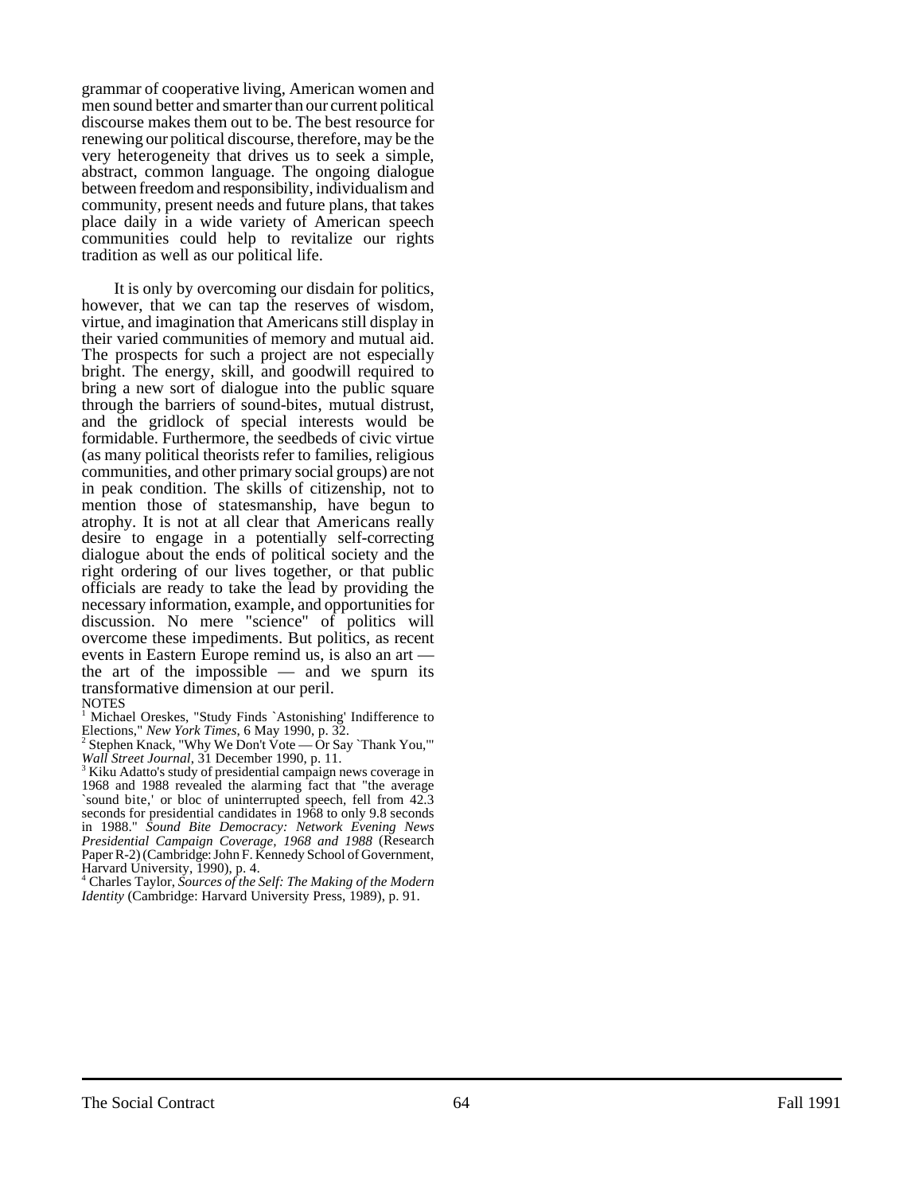grammar of cooperative living, American women and men sound better and smarter than our current political discourse makes them out to be. The best resource for renewing our political discourse, therefore, may be the very heterogeneity that drives us to seek a simple, abstract, common language. The ongoing dialogue between freedom and responsibility, individualism and community, present needs and future plans, that takes place daily in a wide variety of American speech communities could help to revitalize our rights tradition as well as our political life.

It is only by overcoming our disdain for politics, however, that we can tap the reserves of wisdom, virtue, and imagination that Americans still display in their varied communities of memory and mutual aid. The prospects for such a project are not especially bright. The energy, skill, and goodwill required to bring a new sort of dialogue into the public square through the barriers of sound-bites, mutual distrust, and the gridlock of special interests would be formidable. Furthermore, the seedbeds of civic virtue (as many political theorists refer to families, religious communities, and other primary social groups) are not in peak condition. The skills of citizenship, not to mention those of statesmanship, have begun to atrophy. It is not at all clear that Americans really desire to engage in a potentially self-correcting dialogue about the ends of political society and the right ordering of our lives together, or that public officials are ready to take the lead by providing the necessary information, example, and opportunities for discussion. No mere "science" of politics will overcome these impediments. But politics, as recent events in Eastern Europe remind us, is also an art — the art of the impossible — and we spurn its transformative dimension at our peril.

NOTES

[1] Michael Oreskes, "Study Finds `Astonishing' Indifference to Elections," *New York Times*, 6 May 1990, p. 32.

[2] Stephen Knack, "Why We Don't Vote — Or Say `Thank You,'" *Wall Street Journal*, 31 December 1990, p. 11.

[3] Kiku Adatto's study of presidential campaign news coverage in 1968 and 1988 revealed the alarming fact that "the average `sound bite,' or bloc of uninterrupted speech, fell from 42.3 seconds for presidential candidates in 1968 to only 9.8 seconds in 1988." *Sound Bite Democracy: Network Evening News Presidential Campaign Coverage, 1968 and 1988* (Research Paper R-2) (Cambridge: John F. Kennedy School of Government, Harvard University, 1990), p. 4.

[4] Charles Taylor, *Sources of the Self: The Making of the Modern Identity* (Cambridge: Harvard University Press, 1989), p. 91.